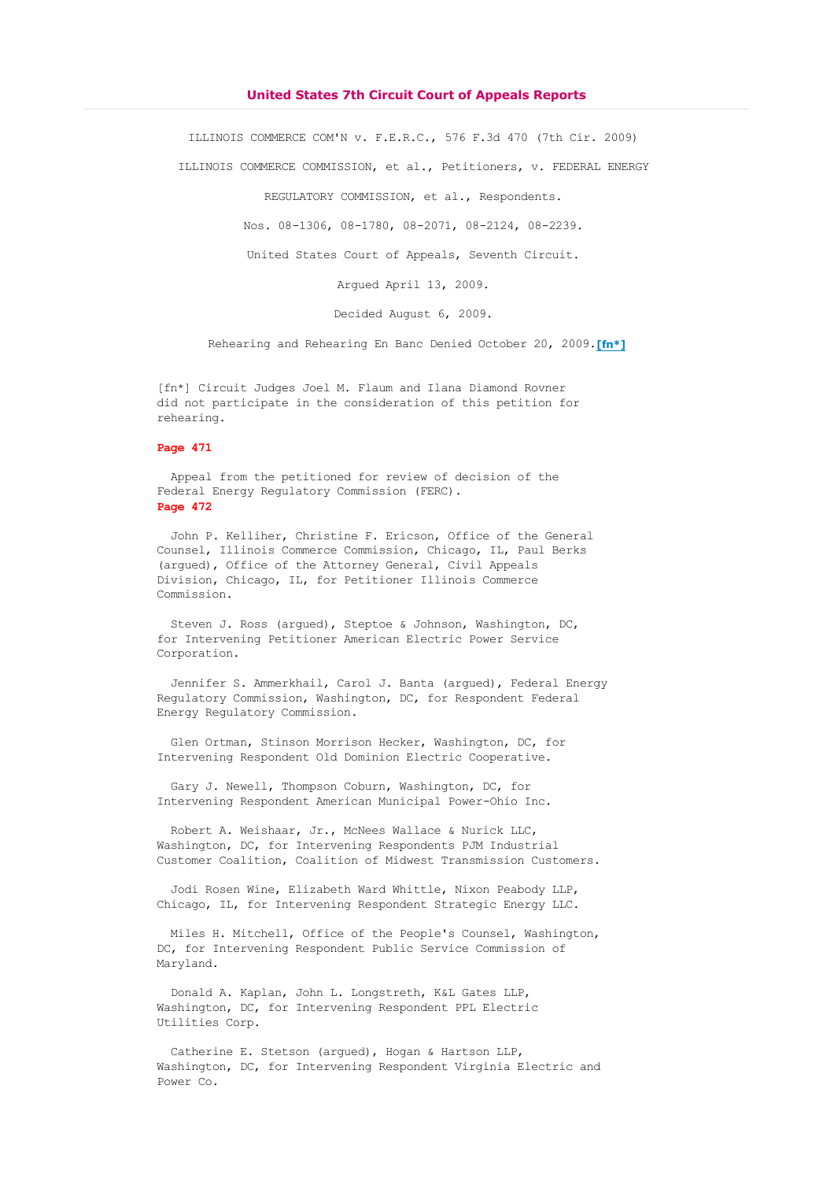# United States 7th Circuit Court of Appeals Reports

ILLINOIS COMMERCE COM'N v. F.E.R.C., 576 F.3d 470 (7th Cir. 2009)

ILLINOIS COMMERCE COMMISSION, et al., Petitioners, v. FEDERAL ENERGY REGULATORY COMMISSION, et al., Respondents.

Nos. 08-1306, 08-1780, 08-2071, 08-2124, 08-2239.

United States Court of Appeals, Seventh Circuit.

Argued April 13, 2009.

Decided August 6, 2009.

Rehearing and Rehearing En Banc Denied October 20, 2009.[fn*]

[fn*] Circuit Judges Joel M. Flaum and Ilana Diamond Rovner did not participate in the consideration of this petition for rehearing.

**Page 471**

Appeal from the petitioned for review of decision of the Federal Energy Regulatory Commission (FERC).

**Page 472**

John P. Kelliher, Christine F. Ericson, Office of the General Counsel, Illinois Commerce Commission, Chicago, IL, Paul Berks (argued), Office of the Attorney General, Civil Appeals Division, Chicago, IL, for Petitioner Illinois Commerce Commission.

Steven J. Ross (argued), Steptoe & Johnson, Washington, DC, for Intervening Petitioner American Electric Power Service Corporation.

Jennifer S. Ammerkhail, Carol J. Banta (argued), Federal Energy Regulatory Commission, Washington, DC, for Respondent Federal Energy Regulatory Commission.

Glen Ortman, Stinson Morrison Hecker, Washington, DC, for Intervening Respondent Old Dominion Electric Cooperative.

Gary J. Newell, Thompson Coburn, Washington, DC, for Intervening Respondent American Municipal Power-Ohio Inc.

Robert A. Weishaar, Jr., McNees Wallace & Nurick LLC, Washington, DC, for Intervening Respondents PJM Industrial Customer Coalition, Coalition of Midwest Transmission Customers.

Jodi Rosen Wine, Elizabeth Ward Whittle, Nixon Peabody LLP, Chicago, IL, for Intervening Respondent Strategic Energy LLC.

Miles H. Mitchell, Office of the People's Counsel, Washington, DC, for Intervening Respondent Public Service Commission of Maryland.

Donald A. Kaplan, John L. Longstreth, K&L Gates LLP, Washington, DC, for Intervening Respondent PPL Electric Utilities Corp.

Catherine E. Stetson (argued), Hogan & Hartson LLP, Washington, DC, for Intervening Respondent Virginia Electric and Power Co.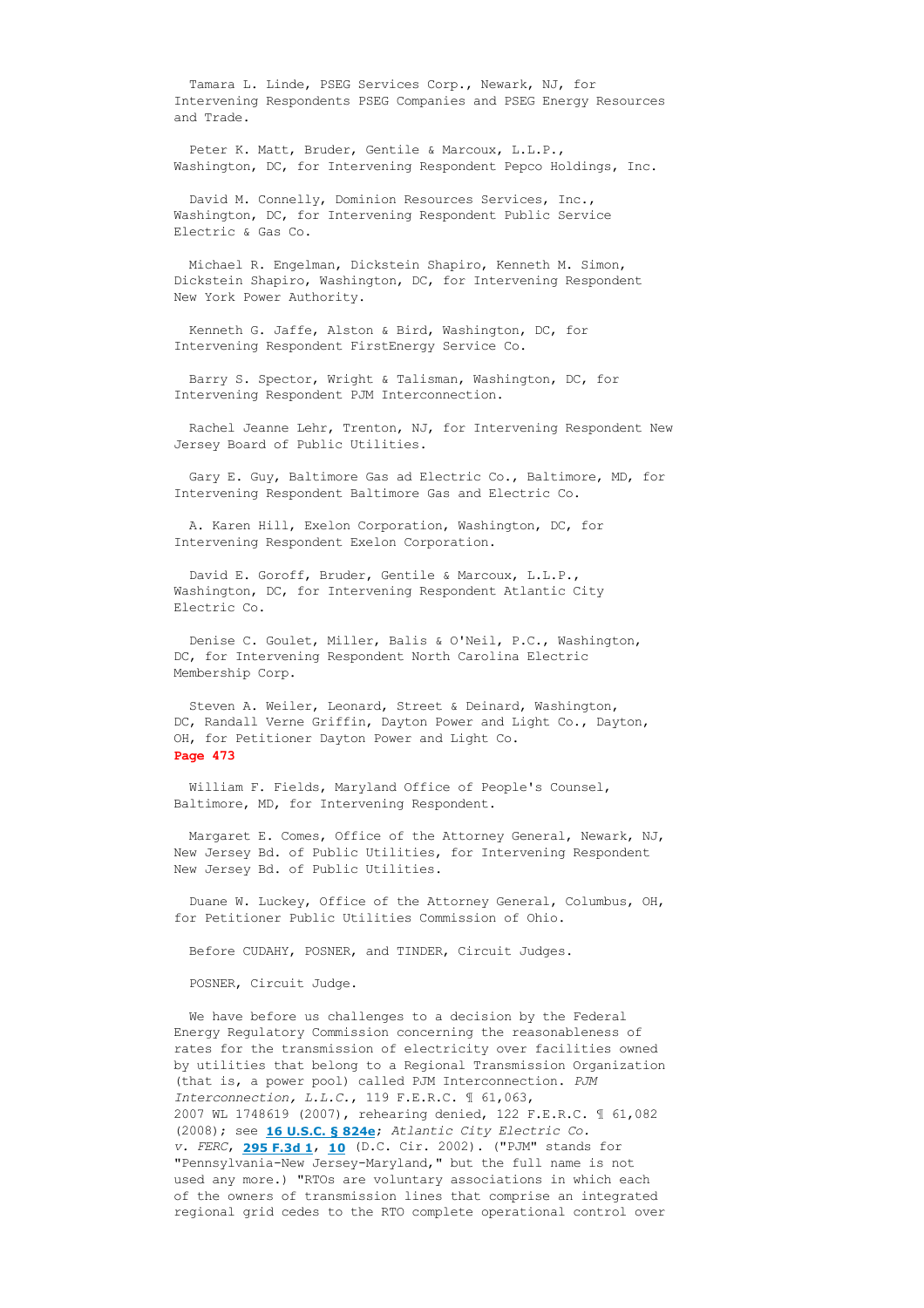Tamara L. Linde, PSEG Services Corp., Newark, NJ, for Intervening Respondents PSEG Companies and PSEG Energy Resources and Trade.

Peter K. Matt, Bruder, Gentile & Marcoux, L.L.P., Washington, DC, for Intervening Respondent Pepco Holdings, Inc.

David M. Connelly, Dominion Resources Services, Inc., Washington, DC, for Intervening Respondent Public Service Electric & Gas Co.

Michael R. Engelman, Dickstein Shapiro, Kenneth M. Simon, Dickstein Shapiro, Washington, DC, for Intervening Respondent New York Power Authority.

Kenneth G. Jaffe, Alston & Bird, Washington, DC, for Intervening Respondent FirstEnergy Service Co.

Barry S. Spector, Wright & Talisman, Washington, DC, for Intervening Respondent PJM Interconnection.

Rachel Jeanne Lehr, Trenton, NJ, for Intervening Respondent New Jersey Board of Public Utilities.

Gary E. Guy, Baltimore Gas ad Electric Co., Baltimore, MD, for Intervening Respondent Baltimore Gas and Electric Co.

A. Karen Hill, Exelon Corporation, Washington, DC, for Intervening Respondent Exelon Corporation.

David E. Goroff, Bruder, Gentile & Marcoux, L.L.P., Washington, DC, for Intervening Respondent Atlantic City Electric Co.

Denise C. Goulet, Miller, Balis & O'Neil, P.C., Washington, DC, for Intervening Respondent North Carolina Electric Membership Corp.

Steven A. Weiler, Leonard, Street & Deinard, Washington, DC, Randall Verne Griffin, Dayton Power and Light Co., Dayton, OH, for Petitioner Dayton Power and Light Co.

**Page 473**

William F. Fields, Maryland Office of People's Counsel, Baltimore, MD, for Intervening Respondent.

Margaret E. Comes, Office of the Attorney General, Newark, NJ, New Jersey Bd. of Public Utilities, for Intervening Respondent New Jersey Bd. of Public Utilities.

Duane W. Luckey, Office of the Attorney General, Columbus, OH, for Petitioner Public Utilities Commission of Ohio.

Before CUDAHY, POSNER, and TINDER, Circuit Judges.

POSNER, Circuit Judge.

We have before us challenges to a decision by the Federal Energy Regulatory Commission concerning the reasonableness of rates for the transmission of electricity over facilities owned by utilities that belong to a Regional Transmission Organization (that is, a power pool) called PJM Interconnection. *PJM Interconnection, L.L.C.*, 119 F.E.R.C. ¶ 61,063, 2007 WL 1748619 (2007), rehearing denied, 122 F.E.R.C. ¶ 61,082 (2008); see **16 U.S.C. § 824e**; *Atlantic City Electric Co. v. FERC*, **295 F.3d 1**, **10** (D.C. Cir. 2002). ("PJM" stands for "Pennsylvania-New Jersey-Maryland," but the full name is not used any more.) "RTOs are voluntary associations in which each of the owners of transmission lines that comprise an integrated regional grid cedes to the RTO complete operational control over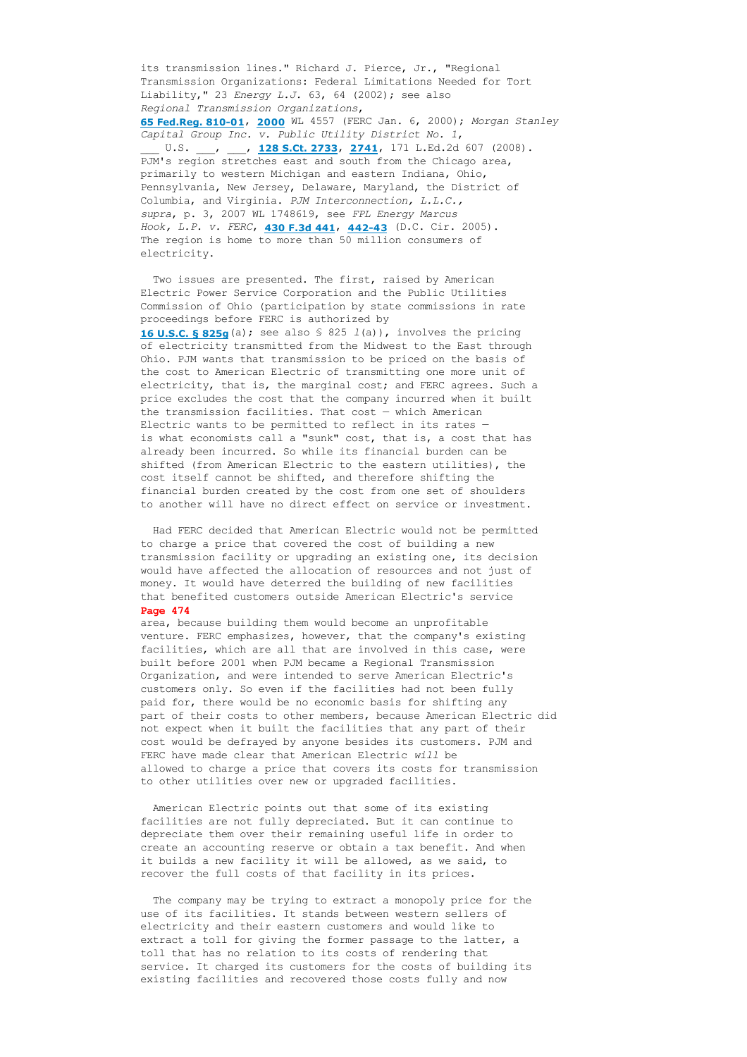its transmission lines." Richard J. Pierce, Jr., "Regional Transmission Organizations: Federal Limitations Needed for Tort Liability," 23 *Energy L.J.* 63, 64 (2002); see also *Regional Transmission Organizations*, **65 Fed.Reg. 810-01**, **2000** WL 4557 (FERC Jan. 6, 2000); *Morgan Stanley Capital Group Inc. v. Public Utility District No. 1*, ___ U.S. ___, ___, **128 S.Ct. 2733**, **2741**, 171 L.Ed.2d 607 (2008). PJM's region stretches east and south from the Chicago area, primarily to western Michigan and eastern Indiana, Ohio, Pennsylvania, New Jersey, Delaware, Maryland, the District of Columbia, and Virginia. *PJM Interconnection, L.L.C., supra*, p. 3, 2007 WL 1748619, see *FPL Energy Marcus Hook, L.P. v. FERC*, **430 F.3d 441**, **442-43** (D.C. Cir. 2005). The region is home to more than 50 million consumers of electricity.

Two issues are presented. The first, raised by American Electric Power Service Corporation and the Public Utilities Commission of Ohio (participation by state commissions in rate proceedings before FERC is authorized by **16 U.S.C. § 825g**(a); see also § 825 *l*(a)), involves the pricing of electricity transmitted from the Midwest to the East through Ohio. PJM wants that transmission to be priced on the basis of the cost to American Electric of transmitting one more unit of electricity, that is, the marginal cost; and FERC agrees. Such a price excludes the cost that the company incurred when it built the transmission facilities. That cost — which American Electric wants to be permitted to reflect in its rates — is what economists call a "sunk" cost, that is, a cost that has already been incurred. So while its financial burden can be shifted (from American Electric to the eastern utilities), the cost itself cannot be shifted, and therefore shifting the financial burden created by the cost from one set of shoulders to another will have no direct effect on service or investment.

Had FERC decided that American Electric would not be permitted to charge a price that covered the cost of building a new transmission facility or upgrading an existing one, its decision would have affected the allocation of resources and not just of money. It would have deterred the building of new facilities that benefited customers outside American Electric's service

**Page 474**

area, because building them would become an unprofitable venture. FERC emphasizes, however, that the company's existing facilities, which are all that are involved in this case, were built before 2001 when PJM became a Regional Transmission Organization, and were intended to serve American Electric's customers only. So even if the facilities had not been fully paid for, there would be no economic basis for shifting any part of their costs to other members, because American Electric did not expect when it built the facilities that any part of their cost would be defrayed by anyone besides its customers. PJM and FERC have made clear that American Electric *will* be allowed to charge a price that covers its costs for transmission to other utilities over new or upgraded facilities.

American Electric points out that some of its existing facilities are not fully depreciated. But it can continue to depreciate them over their remaining useful life in order to create an accounting reserve or obtain a tax benefit. And when it builds a new facility it will be allowed, as we said, to recover the full costs of that facility in its prices.

The company may be trying to extract a monopoly price for the use of its facilities. It stands between western sellers of electricity and their eastern customers and would like to extract a toll for giving the former passage to the latter, a toll that has no relation to its costs of rendering that service. It charged its customers for the costs of building its existing facilities and recovered those costs fully and now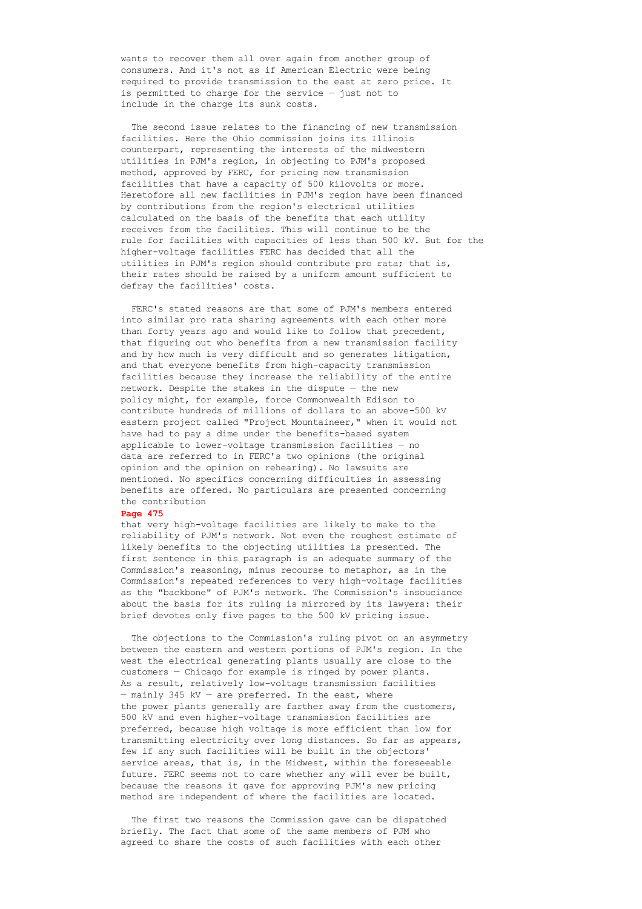wants to recover them all over again from another group of consumers. And it's not as if American Electric were being required to provide transmission to the east at zero price. It is permitted to charge for the service — just not to include in the charge its sunk costs.

The second issue relates to the financing of new transmission facilities. Here the Ohio commission joins its Illinois counterpart, representing the interests of the midwestern utilities in PJM's region, in objecting to PJM's proposed method, approved by FERC, for pricing new transmission facilities that have a capacity of 500 kilovolts or more. Heretofore all new facilities in PJM's region have been financed by contributions from the region's electrical utilities calculated on the basis of the benefits that each utility receives from the facilities. This will continue to be the rule for facilities with capacities of less than 500 kV. But for the higher-voltage facilities FERC has decided that all the utilities in PJM's region should contribute pro rata; that is, their rates should be raised by a uniform amount sufficient to defray the facilities' costs.

FERC's stated reasons are that some of PJM's members entered into similar pro rata sharing agreements with each other more than forty years ago and would like to follow that precedent, that figuring out who benefits from a new transmission facility and by how much is very difficult and so generates litigation, and that everyone benefits from high-capacity transmission facilities because they increase the reliability of the entire network. Despite the stakes in the dispute — the new policy might, for example, force Commonwealth Edison to contribute hundreds of millions of dollars to an above-500 kV eastern project called "Project Mountaineer," when it would not have had to pay a dime under the benefits-based system applicable to lower-voltage transmission facilities — no data are referred to in FERC's two opinions (the original opinion and the opinion on rehearing). No lawsuits are mentioned. No specifics concerning difficulties in assessing benefits are offered. No particulars are presented concerning the contribution

**Page 475**

that very high-voltage facilities are likely to make to the reliability of PJM's network. Not even the roughest estimate of likely benefits to the objecting utilities is presented. The first sentence in this paragraph is an adequate summary of the Commission's reasoning, minus recourse to metaphor, as in the Commission's repeated references to very high-voltage facilities as the "backbone" of PJM's network. The Commission's insouciance about the basis for its ruling is mirrored by its lawyers: their brief devotes only five pages to the 500 kV pricing issue.

The objections to the Commission's ruling pivot on an asymmetry between the eastern and western portions of PJM's region. In the west the electrical generating plants usually are close to the customers — Chicago for example is ringed by power plants. As a result, relatively low-voltage transmission facilities — mainly 345 kV — are preferred. In the east, where the power plants generally are farther away from the customers, 500 kV and even higher-voltage transmission facilities are preferred, because high voltage is more efficient than low for transmitting electricity over long distances. So far as appears, few if any such facilities will be built in the objectors' service areas, that is, in the Midwest, within the foreseeable future. FERC seems not to care whether any will ever be built, because the reasons it gave for approving PJM's new pricing method are independent of where the facilities are located.

The first two reasons the Commission gave can be dispatched briefly. The fact that some of the same members of PJM who agreed to share the costs of such facilities with each other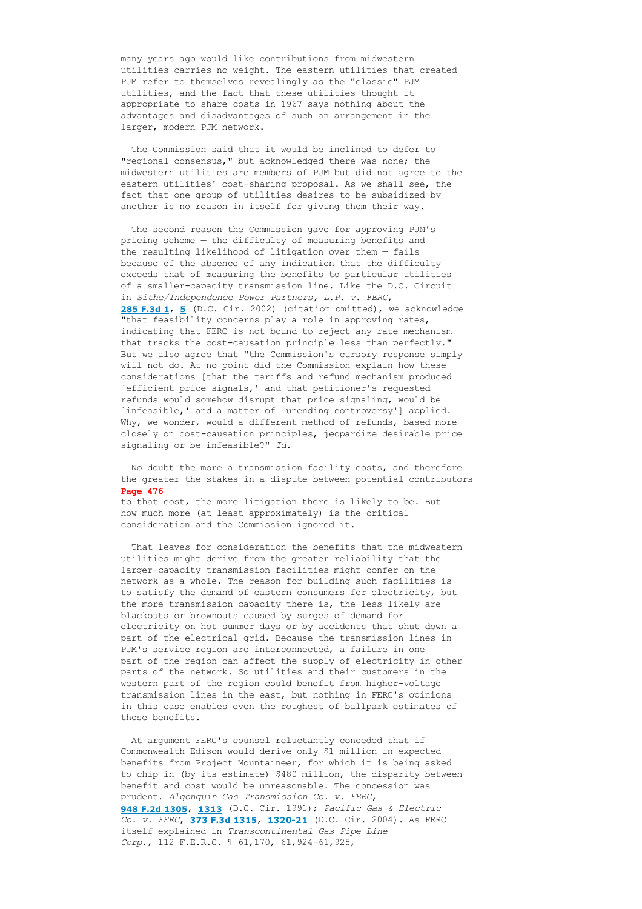many years ago would like contributions from midwestern utilities carries no weight. The eastern utilities that created PJM refer to themselves revealingly as the "classic" PJM utilities, and the fact that these utilities thought it appropriate to share costs in 1967 says nothing about the advantages and disadvantages of such an arrangement in the larger, modern PJM network.

The Commission said that it would be inclined to defer to "regional consensus," but acknowledged there was none; the midwestern utilities are members of PJM but did not agree to the eastern utilities' cost-sharing proposal. As we shall see, the fact that one group of utilities desires to be subsidized by another is no reason in itself for giving them their way.

The second reason the Commission gave for approving PJM's pricing scheme — the difficulty of measuring benefits and the resulting likelihood of litigation over them — fails because of the absence of any indication that the difficulty exceeds that of measuring the benefits to particular utilities of a smaller-capacity transmission line. Like the D.C. Circuit in *Sithe/Independence Power Partners, L.P. v. FERC*, **285 F.3d 1**, **5** (D.C. Cir. 2002) (citation omitted), we acknowledge "that feasibility concerns play a role in approving rates, indicating that FERC is not bound to reject any rate mechanism that tracks the cost-causation principle less than perfectly." But we also agree that "the Commission's cursory response simply will not do. At no point did the Commission explain how these considerations [that the tariffs and refund mechanism produced `efficient price signals,' and that petitioner's requested refunds would somehow disrupt that price signaling, would be `infeasible,' and a matter of `unending controversy'] applied. Why, we wonder, would a different method of refunds, based more closely on cost-causation principles, jeopardize desirable price signaling or be infeasible?" *Id.*

No doubt the more a transmission facility costs, and therefore the greater the stakes in a dispute between potential contributors

**Page 476**

to that cost, the more litigation there is likely to be. But how much more (at least approximately) is the critical consideration and the Commission ignored it.

That leaves for consideration the benefits that the midwestern utilities might derive from the greater reliability that the larger-capacity transmission facilities might confer on the network as a whole. The reason for building such facilities is to satisfy the demand of eastern consumers for electricity, but the more transmission capacity there is, the less likely are blackouts or brownouts caused by surges of demand for electricity on hot summer days or by accidents that shut down a part of the electrical grid. Because the transmission lines in PJM's service region are interconnected, a failure in one part of the region can affect the supply of electricity in other parts of the network. So utilities and their customers in the western part of the region could benefit from higher-voltage transmission lines in the east, but nothing in FERC's opinions in this case enables even the roughest of ballpark estimates of those benefits.

At argument FERC's counsel reluctantly conceded that if Commonwealth Edison would derive only $1 million in expected benefits from Project Mountaineer, for which it is being asked to chip in (by its estimate) $480 million, the disparity between benefit and cost would be unreasonable. The concession was prudent. *Algonquin Gas Transmission Co. v. FERC*, **948 F.2d 1305**, **1313** (D.C. Cir. 1991); *Pacific Gas & Electric Co. v. FERC*, **373 F.3d 1315**, **1320-21** (D.C. Cir. 2004). As FERC itself explained in *Transcontinental Gas Pipe Line Corp.*, 112 F.E.R.C. ¶ 61,170, 61,924-61,925,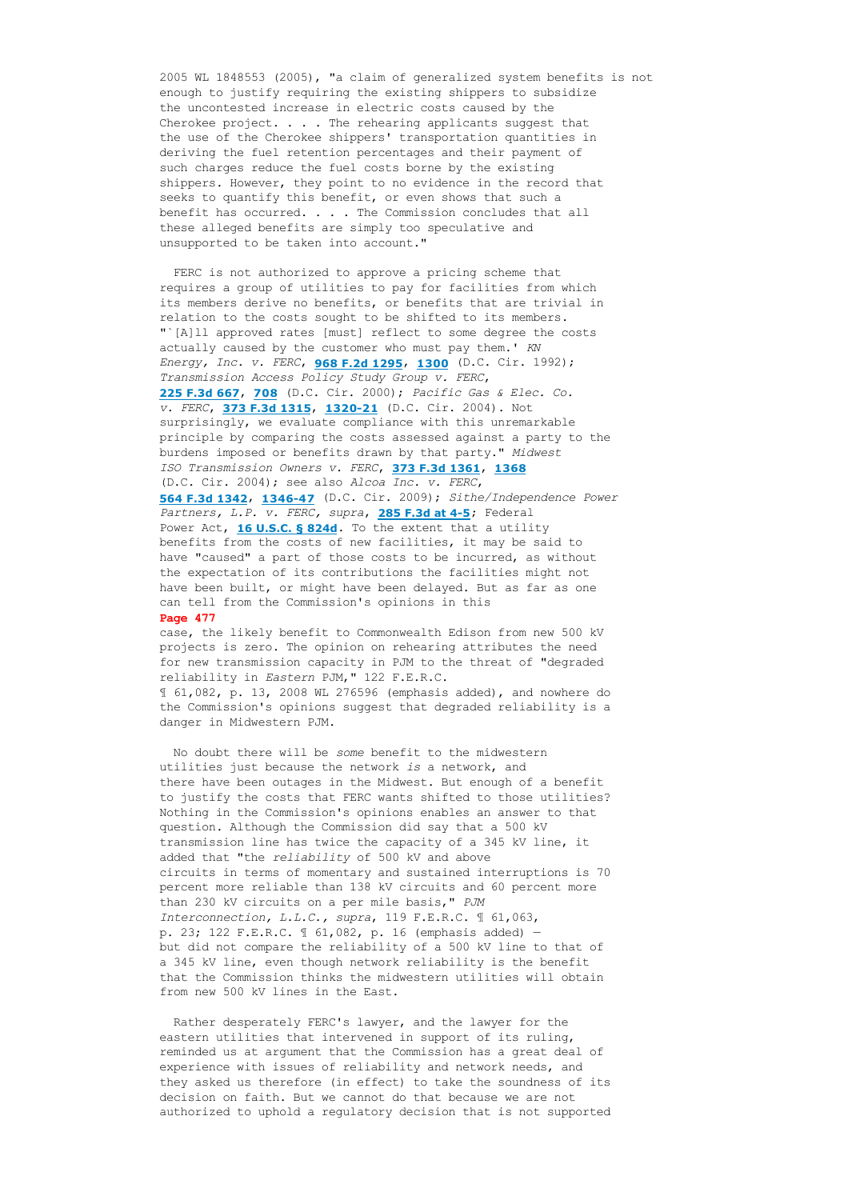2005 WL 1848553 (2005), "a claim of generalized system benefits is not enough to justify requiring the existing shippers to subsidize the uncontested increase in electric costs caused by the Cherokee project. . . . The rehearing applicants suggest that the use of the Cherokee shippers' transportation quantities in deriving the fuel retention percentages and their payment of such charges reduce the fuel costs borne by the existing shippers. However, they point to no evidence in the record that seeks to quantify this benefit, or even shows that such a benefit has occurred. . . . The Commission concludes that all these alleged benefits are simply too speculative and unsupported to be taken into account."

FERC is not authorized to approve a pricing scheme that requires a group of utilities to pay for facilities from which its members derive no benefits, or benefits that are trivial in relation to the costs sought to be shifted to its members. "`[A]ll approved rates [must] reflect to some degree the costs actually caused by the customer who must pay them.' *KN Energy, Inc. v. FERC*, **968 F.2d 1295**, **1300** (D.C. Cir. 1992); *Transmission Access Policy Study Group v. FERC*, **225 F.3d 667**, **708** (D.C. Cir. 2000); *Pacific Gas & Elec. Co. v. FERC*, **373 F.3d 1315**, **1320-21** (D.C. Cir. 2004). Not surprisingly, we evaluate compliance with this unremarkable principle by comparing the costs assessed against a party to the burdens imposed or benefits drawn by that party." *Midwest ISO Transmission Owners v. FERC*, **373 F.3d 1361**, **1368** (D.C. Cir. 2004); see also *Alcoa Inc. v. FERC*, **564 F.3d 1342**, **1346-47** (D.C. Cir. 2009); *Sithe/Independence Power Partners, L.P. v. FERC, supra*, **285 F.3d at 4-5**; Federal Power Act, **16 U.S.C. § 824d**. To the extent that a utility benefits from the costs of new facilities, it may be said to have "caused" a part of those costs to be incurred, as without the expectation of its contributions the facilities might not have been built, or might have been delayed. But as far as one can tell from the Commission's opinions in this

**Page 477**

case, the likely benefit to Commonwealth Edison from new 500 kV projects is zero. The opinion on rehearing attributes the need for new transmission capacity in PJM to the threat of "degraded reliability in *Eastern* PJM," 122 F.E.R.C. ¶ 61,082, p. 13, 2008 WL 276596 (emphasis added), and nowhere do the Commission's opinions suggest that degraded reliability is a danger in Midwestern PJM.

No doubt there will be *some* benefit to the midwestern utilities just because the network *is* a network, and there have been outages in the Midwest. But enough of a benefit to justify the costs that FERC wants shifted to those utilities? Nothing in the Commission's opinions enables an answer to that question. Although the Commission did say that a 500 kV transmission line has twice the capacity of a 345 kV line, it added that "the *reliability* of 500 kV and above circuits in terms of momentary and sustained interruptions is 70 percent more reliable than 138 kV circuits and 60 percent more than 230 kV circuits on a per mile basis," *PJM Interconnection, L.L.C., supra*, 119 F.E.R.C. ¶ 61,063, p. 23; 122 F.E.R.C. ¶ 61,082, p. 16 (emphasis added) — but did not compare the reliability of a 500 kV line to that of a 345 kV line, even though network reliability is the benefit that the Commission thinks the midwestern utilities will obtain from new 500 kV lines in the East.

Rather desperately FERC's lawyer, and the lawyer for the eastern utilities that intervened in support of its ruling, reminded us at argument that the Commission has a great deal of experience with issues of reliability and network needs, and they asked us therefore (in effect) to take the soundness of its decision on faith. But we cannot do that because we are not authorized to uphold a regulatory decision that is not supported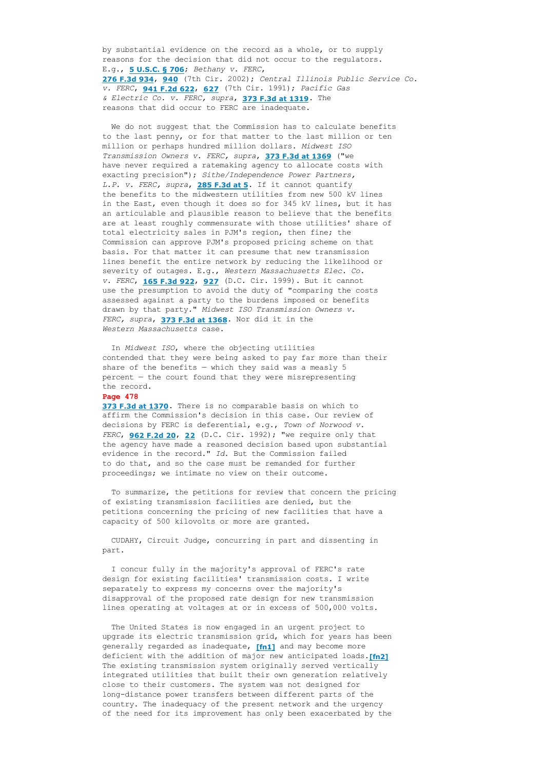by substantial evidence on the record as a whole, or to supply reasons for the decision that did not occur to the regulators. E.g., **5 U.S.C. § 706**; *Bethany v. FERC*, **276 F.3d 934**, **940** (7th Cir. 2002); *Central Illinois Public Service Co. v. FERC*, **941 F.2d 622**, **627** (7th Cir. 1991); *Pacific Gas & Electric Co. v. FERC, supra*, **373 F.3d at 1319**. The reasons that did occur to FERC are inadequate.

We do not suggest that the Commission has to calculate benefits to the last penny, or for that matter to the last million or ten million or perhaps hundred million dollars. *Midwest ISO Transmission Owners v. FERC, supra*, **373 F.3d at 1369** ("we have never required a ratemaking agency to allocate costs with exacting precision"); *Sithe/Independence Power Partners, L.P. v. FERC, supra*, **285 F.3d at 5**. If it cannot quantify the benefits to the midwestern utilities from new 500 kV lines in the East, even though it does so for 345 kV lines, but it has an articulable and plausible reason to believe that the benefits are at least roughly commensurate with those utilities' share of total electricity sales in PJM's region, then fine; the Commission can approve PJM's proposed pricing scheme on that basis. For that matter it can presume that new transmission lines benefit the entire network by reducing the likelihood or severity of outages. E.g., *Western Massachusetts Elec. Co. v. FERC*, **165 F.3d 922**, **927** (D.C. Cir. 1999). But it cannot use the presumption to avoid the duty of "comparing the costs assessed against a party to the burdens imposed or benefits drawn by that party." *Midwest ISO Transmission Owners v. FERC, supra*, **373 F.3d at 1368**. Nor did it in the *Western Massachusetts* case.

In *Midwest ISO*, where the objecting utilities contended that they were being asked to pay far more than their share of the benefits — which they said was a measly 5 percent — the court found that they were misrepresenting the record.

**Page 478**

**373 F.3d at 1370**. There is no comparable basis on which to affirm the Commission's decision in this case. Our review of decisions by FERC is deferential, e.g., *Town of Norwood v. FERC*, **962 F.2d 20**, **22** (D.C. Cir. 1992); "we require only that the agency have made a reasoned decision based upon substantial evidence in the record." *Id.* But the Commission failed to do that, and so the case must be remanded for further proceedings; we intimate no view on their outcome.

To summarize, the petitions for review that concern the pricing of existing transmission facilities are denied, but the petitions concerning the pricing of new facilities that have a capacity of 500 kilovolts or more are granted.

CUDAHY, Circuit Judge, concurring in part and dissenting in part.

I concur fully in the majority's approval of FERC's rate design for existing facilities' transmission costs. I write separately to express my concerns over the majority's disapproval of the proposed rate design for new transmission lines operating at voltages at or in excess of 500,000 volts.

The United States is now engaged in an urgent project to upgrade its electric transmission grid, which for years has been generally regarded as inadequate, [fn1] and may become more deficient with the addition of major new anticipated loads.[fn2] The existing transmission system originally served vertically integrated utilities that built their own generation relatively close to their customers. The system was not designed for long-distance power transfers between different parts of the country. The inadequacy of the present network and the urgency of the need for its improvement has only been exacerbated by the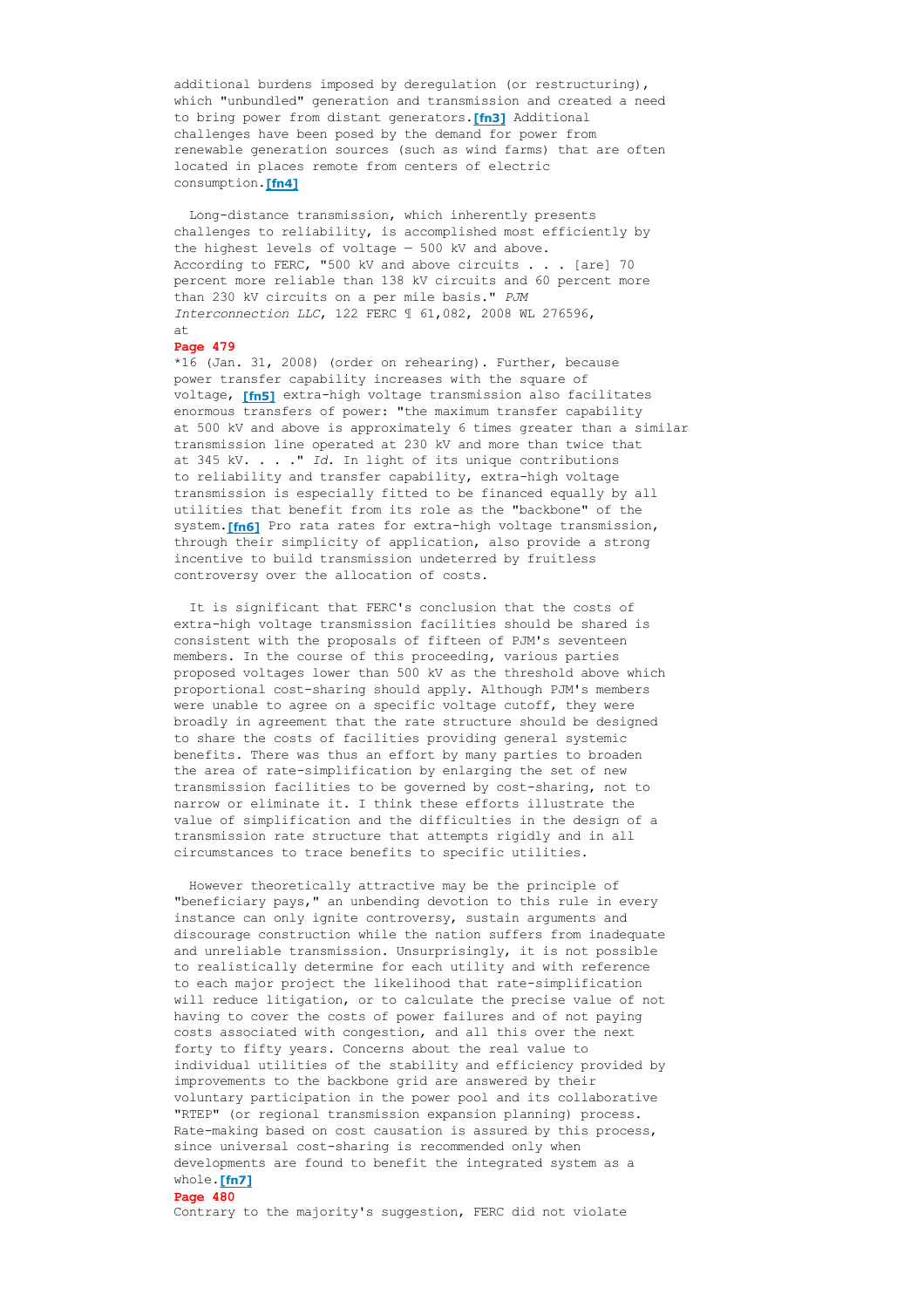additional burdens imposed by deregulation (or restructuring), which "unbundled" generation and transmission and created a need to bring power from distant generators.[fn3] Additional challenges have been posed by the demand for power from renewable generation sources (such as wind farms) that are often located in places remote from centers of electric consumption.[fn4]

Long-distance transmission, which inherently presents challenges to reliability, is accomplished most efficiently by the highest levels of voltage — 500 kV and above. According to FERC, "500 kV and above circuits . . . [are] 70 percent more reliable than 138 kV circuits and 60 percent more than 230 kV circuits on a per mile basis." *PJM Interconnection LLC*, 122 FERC ¶ 61,082, 2008 WL 276596, at

**Page 479**

*16 (Jan. 31, 2008) (order on rehearing). Further, because power transfer capability increases with the square of voltage, [fn5] extra-high voltage transmission also facilitates enormous transfers of power: "the maximum transfer capability at 500 kV and above is approximately 6 times greater than a similar transmission line operated at 230 kV and more than twice that at 345 kV. . . ." *Id.* In light of its unique contributions to reliability and transfer capability, extra-high voltage transmission is especially fitted to be financed equally by all utilities that benefit from its role as the "backbone" of the system.[fn6] Pro rata rates for extra-high voltage transmission, through their simplicity of application, also provide a strong incentive to build transmission undeterred by fruitless controversy over the allocation of costs.

It is significant that FERC's conclusion that the costs of extra-high voltage transmission facilities should be shared is consistent with the proposals of fifteen of PJM's seventeen members. In the course of this proceeding, various parties proposed voltages lower than 500 kV as the threshold above which proportional cost-sharing should apply. Although PJM's members were unable to agree on a specific voltage cutoff, they were broadly in agreement that the rate structure should be designed to share the costs of facilities providing general systemic benefits. There was thus an effort by many parties to broaden the area of rate-simplification by enlarging the set of new transmission facilities to be governed by cost-sharing, not to narrow or eliminate it. I think these efforts illustrate the value of simplification and the difficulties in the design of a transmission rate structure that attempts rigidly and in all circumstances to trace benefits to specific utilities.

However theoretically attractive may be the principle of "beneficiary pays," an unbending devotion to this rule in every instance can only ignite controversy, sustain arguments and discourage construction while the nation suffers from inadequate and unreliable transmission. Unsurprisingly, it is not possible to realistically determine for each utility and with reference to each major project the likelihood that rate-simplification will reduce litigation, or to calculate the precise value of not having to cover the costs of power failures and of not paying costs associated with congestion, and all this over the next forty to fifty years. Concerns about the real value to individual utilities of the stability and efficiency provided by improvements to the backbone grid are answered by their voluntary participation in the power pool and its collaborative "RTEP" (or regional transmission expansion planning) process. Rate-making based on cost causation is assured by this process, since universal cost-sharing is recommended only when developments are found to benefit the integrated system as a whole.[fn7]

**Page 480**

Contrary to the majority's suggestion, FERC did not violate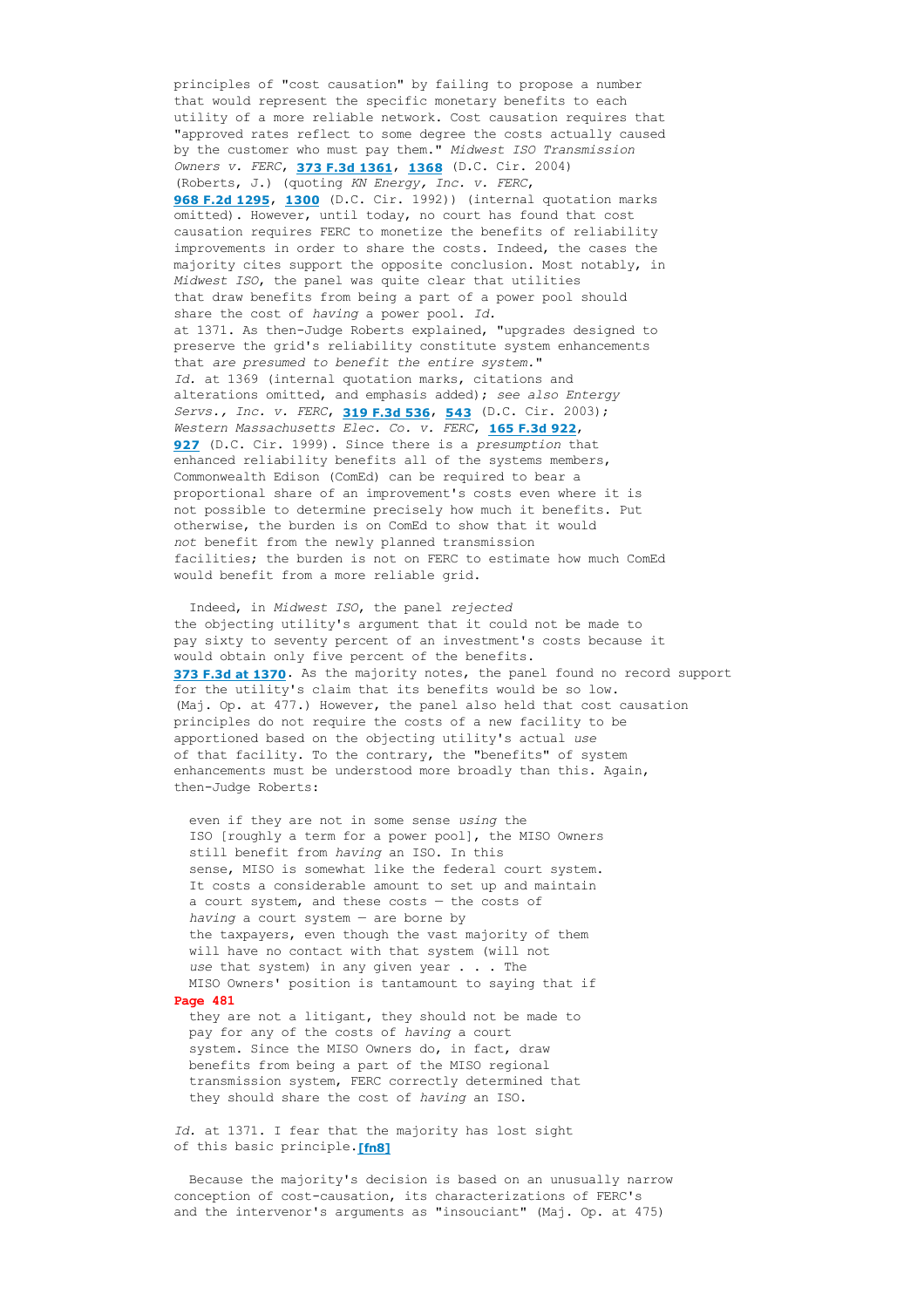principles of "cost causation" by failing to propose a number that would represent the specific monetary benefits to each utility of a more reliable network. Cost causation requires that "approved rates reflect to some degree the costs actually caused by the customer who must pay them." *Midwest ISO Transmission Owners v. FERC*, **373 F.3d 1361**, **1368** (D.C. Cir. 2004) (Roberts, J.) (quoting *KN Energy, Inc. v. FERC*, **968 F.2d 1295**, **1300** (D.C. Cir. 1992)) (internal quotation marks omitted). However, until today, no court has found that cost causation requires FERC to monetize the benefits of reliability improvements in order to share the costs. Indeed, the cases the majority cites support the opposite conclusion. Most notably, in *Midwest ISO*, the panel was quite clear that utilities that draw benefits from being a part of a power pool should share the cost of *having* a power pool. *Id.* at 1371. As then-Judge Roberts explained, "upgrades designed to preserve the grid's reliability constitute system enhancements that *are presumed to benefit the entire system*." *Id.* at 1369 (internal quotation marks, citations and alterations omitted, and emphasis added); *see also Entergy Servs., Inc. v. FERC*, **319 F.3d 536**, **543** (D.C. Cir. 2003); *Western Massachusetts Elec. Co. v. FERC*, **165 F.3d 922**, **927** (D.C. Cir. 1999). Since there is a *presumption* that enhanced reliability benefits all of the systems members, Commonwealth Edison (ComEd) can be required to bear a proportional share of an improvement's costs even where it is not possible to determine precisely how much it benefits. Put otherwise, the burden is on ComEd to show that it would *not* benefit from the newly planned transmission facilities; the burden is not on FERC to estimate how much ComEd would benefit from a more reliable grid.

Indeed, in *Midwest ISO*, the panel *rejected* the objecting utility's argument that it could not be made to pay sixty to seventy percent of an investment's costs because it would obtain only five percent of the benefits. **373 F.3d at 1370**. As the majority notes, the panel found no record support for the utility's claim that its benefits would be so low. (Maj. Op. at 477.) However, the panel also held that cost causation principles do not require the costs of a new facility to be apportioned based on the objecting utility's actual *use* of that facility. To the contrary, the "benefits" of system enhancements must be understood more broadly than this. Again, then-Judge Roberts:

> even if they are not in some sense *using* the ISO [roughly a term for a power pool], the MISO Owners still benefit from *having* an ISO. In this sense, MISO is somewhat like the federal court system. It costs a considerable amount to set up and maintain a court system, and these costs — the costs of *having* a court system — are borne by the taxpayers, even though the vast majority of them will have no contact with that system (will not *use* that system) in any given year . . . The MISO Owners' position is tantamount to saying that if
>
> **Page 481**
>
> they are not a litigant, they should not be made to pay for any of the costs of *having* a court system. Since the MISO Owners do, in fact, draw benefits from being a part of the MISO regional transmission system, FERC correctly determined that they should share the cost of *having* an ISO.

*Id.* at 1371. I fear that the majority has lost sight of this basic principle.**[fn8]**

Because the majority's decision is based on an unusually narrow conception of cost-causation, its characterizations of FERC's and the intervenor's arguments as "insouciant" (Maj. Op. at 475)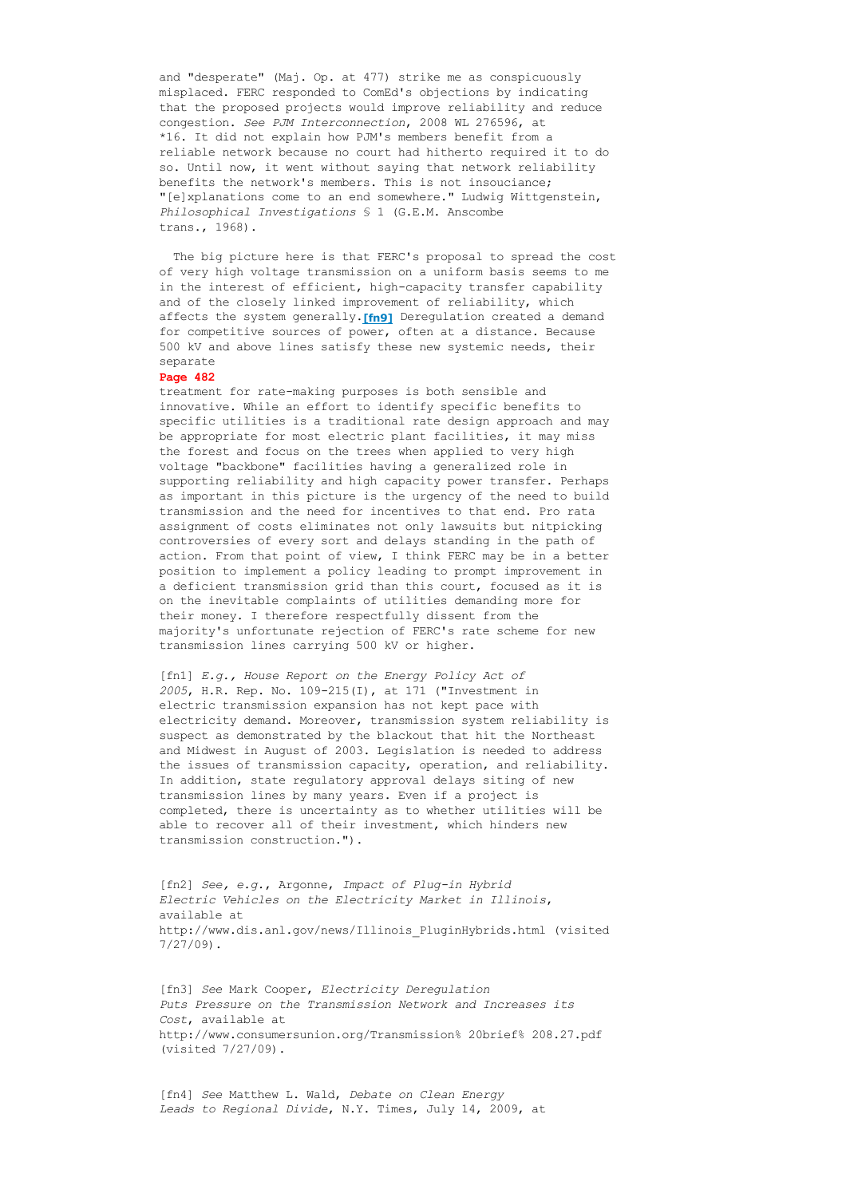and "desperate" (Maj. Op. at 477) strike me as conspicuously misplaced. FERC responded to ComEd's objections by indicating that the proposed projects would improve reliability and reduce congestion. *See PJM Interconnection*, 2008 WL 276596, at *16. It did not explain how PJM's members benefit from a reliable network because no court had hitherto required it to do so. Until now, it went without saying that network reliability benefits the network's members. This is not insouciance; "[e]xplanations come to an end somewhere." Ludwig Wittgenstein, *Philosophical Investigations* § 1 (G.E.M. Anscombe trans., 1968).

The big picture here is that FERC's proposal to spread the cost of very high voltage transmission on a uniform basis seems to me in the interest of efficient, high-capacity transfer capability and of the closely linked improvement of reliability, which affects the system generally.[fn9] Deregulation created a demand for competitive sources of power, often at a distance. Because 500 kV and above lines satisfy these new systemic needs, their separate

**Page 482**

treatment for rate-making purposes is both sensible and innovative. While an effort to identify specific benefits to specific utilities is a traditional rate design approach and may be appropriate for most electric plant facilities, it may miss the forest and focus on the trees when applied to very high voltage "backbone" facilities having a generalized role in supporting reliability and high capacity power transfer. Perhaps as important in this picture is the urgency of the need to build transmission and the need for incentives to that end. Pro rata assignment of costs eliminates not only lawsuits but nitpicking controversies of every sort and delays standing in the path of action. From that point of view, I think FERC may be in a better position to implement a policy leading to prompt improvement in a deficient transmission grid than this court, focused as it is on the inevitable complaints of utilities demanding more for their money. I therefore respectfully dissent from the majority's unfortunate rejection of FERC's rate scheme for new transmission lines carrying 500 kV or higher.

[fn1] *E.g., House Report on the Energy Policy Act of 2005*, H.R. Rep. No. 109-215(I), at 171 ("Investment in electric transmission expansion has not kept pace with electricity demand. Moreover, transmission system reliability is suspect as demonstrated by the blackout that hit the Northeast and Midwest in August of 2003. Legislation is needed to address the issues of transmission capacity, operation, and reliability. In addition, state regulatory approval delays siting of new transmission lines by many years. Even if a project is completed, there is uncertainty as to whether utilities will be able to recover all of their investment, which hinders new transmission construction.").

[fn2] *See, e.g.*, Argonne, *Impact of Plug-in Hybrid Electric Vehicles on the Electricity Market in Illinois*, available at http://www.dis.anl.gov/news/Illinois_PluginHybrids.html (visited 7/27/09).

[fn3] *See* Mark Cooper, *Electricity Deregulation Puts Pressure on the Transmission Network and Increases its Cost*, available at http://www.consumersunion.org/Transmission% 20brief% 208.27.pdf (visited 7/27/09).

[fn4] *See* Matthew L. Wald, *Debate on Clean Energy Leads to Regional Divide*, N.Y. Times, July 14, 2009, at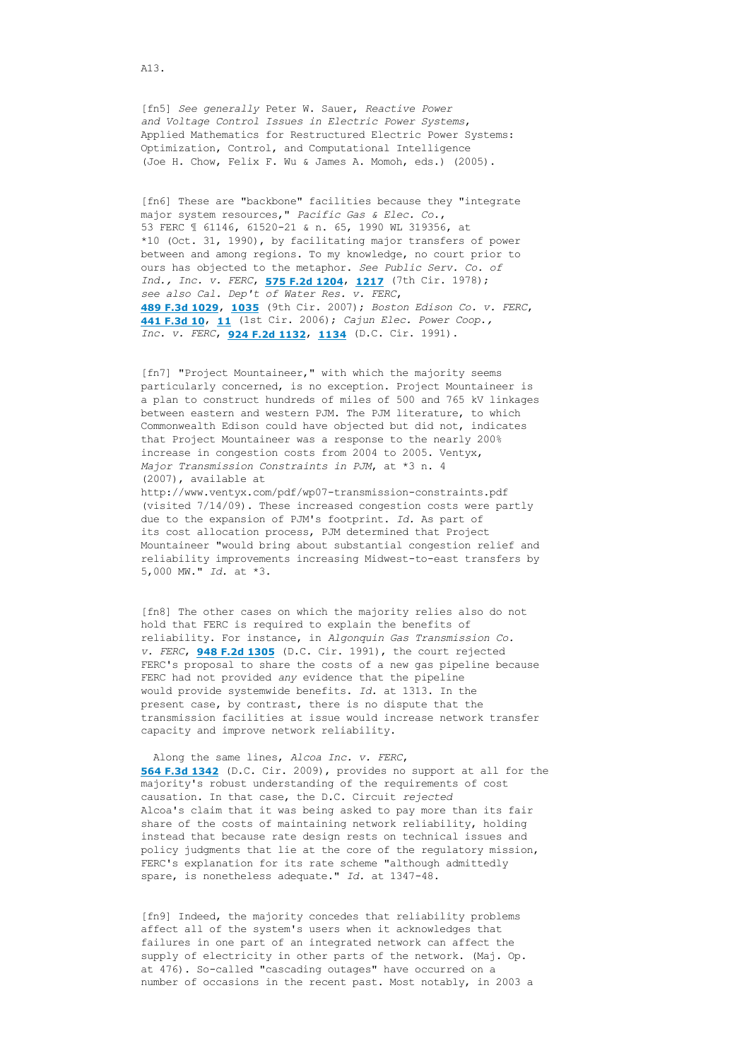A13.

[fn5] *See generally* Peter W. Sauer, *Reactive Power and Voltage Control Issues in Electric Power Systems*, Applied Mathematics for Restructured Electric Power Systems: Optimization, Control, and Computational Intelligence (Joe H. Chow, Felix F. Wu & James A. Momoh, eds.) (2005).

[fn6] These are "backbone" facilities because they "integrate major system resources," *Pacific Gas & Elec. Co.*, 53 FERC ¶ 61146, 61520-21 & n. 65, 1990 WL 319356, at *10 (Oct. 31, 1990), by facilitating major transfers of power between and among regions. To my knowledge, no court prior to ours has objected to the metaphor. *See Public Serv. Co. of Ind., Inc. v. FERC*, **575 F.2d 1204**, **1217** (7th Cir. 1978); *see also Cal. Dep't of Water Res. v. FERC*, **489 F.3d 1029**, **1035** (9th Cir. 2007); *Boston Edison Co. v. FERC*, **441 F.3d 10**, **11** (1st Cir. 2006); *Cajun Elec. Power Coop., Inc. v. FERC*, **924 F.2d 1132**, **1134** (D.C. Cir. 1991).

[fn7] "Project Mountaineer," with which the majority seems particularly concerned, is no exception. Project Mountaineer is a plan to construct hundreds of miles of 500 and 765 kV linkages between eastern and western PJM. The PJM literature, to which Commonwealth Edison could have objected but did not, indicates that Project Mountaineer was a response to the nearly 200% increase in congestion costs from 2004 to 2005. Ventyx, *Major Transmission Constraints in PJM*, at *3 n. 4 (2007), available at http://www.ventyx.com/pdf/wp07-transmission-constraints.pdf (visited 7/14/09). These increased congestion costs were partly due to the expansion of PJM's footprint. *Id.* As part of its cost allocation process, PJM determined that Project Mountaineer "would bring about substantial congestion relief and reliability improvements increasing Midwest-to-east transfers by 5,000 MW." *Id.* at *3.

[fn8] The other cases on which the majority relies also do not hold that FERC is required to explain the benefits of reliability. For instance, in *Algonquin Gas Transmission Co. v. FERC*, **948 F.2d 1305** (D.C. Cir. 1991), the court rejected FERC's proposal to share the costs of a new gas pipeline because FERC had not provided *any* evidence that the pipeline would provide systemwide benefits. *Id.* at 1313. In the present case, by contrast, there is no dispute that the transmission facilities at issue would increase network transfer capacity and improve network reliability.

Along the same lines, *Alcoa Inc. v. FERC*, **564 F.3d 1342** (D.C. Cir. 2009), provides no support at all for the majority's robust understanding of the requirements of cost causation. In that case, the D.C. Circuit *rejected* Alcoa's claim that it was being asked to pay more than its fair share of the costs of maintaining network reliability, holding instead that because rate design rests on technical issues and policy judgments that lie at the core of the regulatory mission, FERC's explanation for its rate scheme "although admittedly spare, is nonetheless adequate." *Id.* at 1347-48.

[fn9] Indeed, the majority concedes that reliability problems affect all of the system's users when it acknowledges that failures in one part of an integrated network can affect the supply of electricity in other parts of the network. (Maj. Op. at 476). So-called "cascading outages" have occurred on a number of occasions in the recent past. Most notably, in 2003 a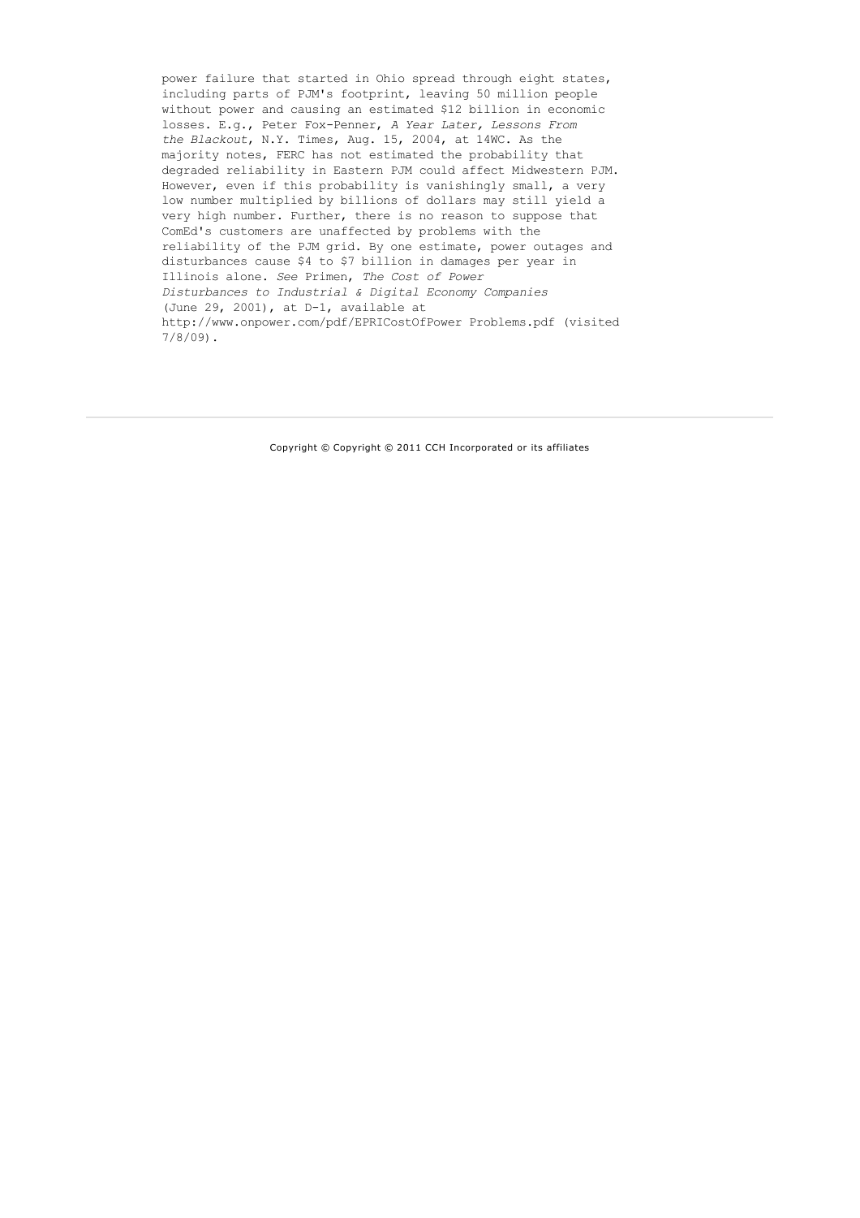power failure that started in Ohio spread through eight states, including parts of PJM's footprint, leaving 50 million people without power and causing an estimated $12 billion in economic losses. E.g., Peter Fox-Penner, *A Year Later, Lessons From the Blackout*, N.Y. Times, Aug. 15, 2004, at 14WC. As the majority notes, FERC has not estimated the probability that degraded reliability in Eastern PJM could affect Midwestern PJM. However, even if this probability is vanishingly small, a very low number multiplied by billions of dollars may still yield a very high number. Further, there is no reason to suppose that ComEd's customers are unaffected by problems with the reliability of the PJM grid. By one estimate, power outages and disturbances cause $4 to $7 billion in damages per year in Illinois alone. *See* Primen, *The Cost of Power Disturbances to Industrial & Digital Economy Companies* (June 29, 2001), at D-1, available at http://www.onpower.com/pdf/EPRICostOfPower Problems.pdf (visited 7/8/09).

Copyright © Copyright © 2011 CCH Incorporated or its affiliates